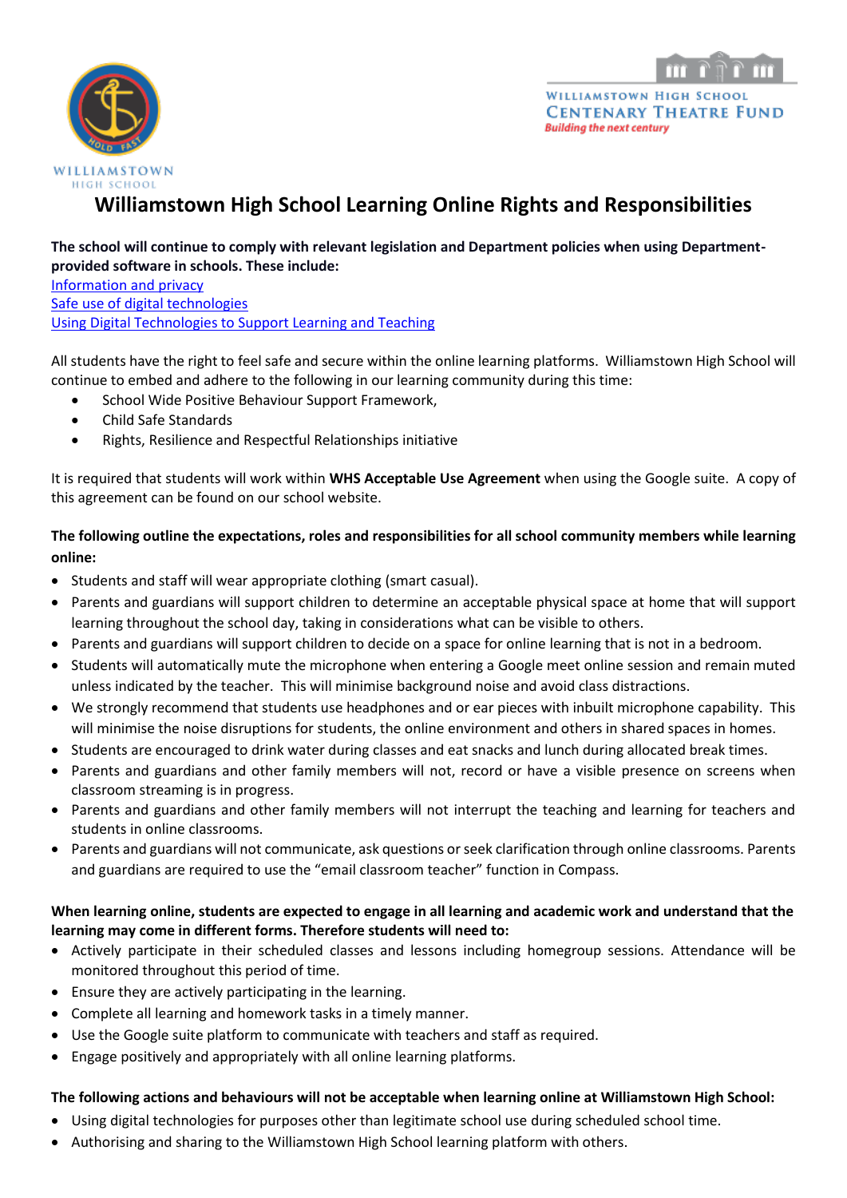# Williamstown High School Learning Online Rights and Responsibilities

**The school will continue to comply with relevant legislation and Department policies when using Department-provided software in schools. These include:**

Information and privacy
Safe use of digital technologies
Using Digital Technologies to Support Learning and Teaching

All students have the right to feel safe and secure within the online learning platforms. Williamstown High School will continue to embed and adhere to the following in our learning community during this time:

- School Wide Positive Behaviour Support Framework,
- Child Safe Standards
- Rights, Resilience and Respectful Relationships initiative

It is required that students will work within **WHS Acceptable Use Agreement** when using the Google suite. A copy of this agreement can be found on our school website.

**The following outline the expectations, roles and responsibilities for all school community members while learning online:**

- Students and staff will wear appropriate clothing (smart casual).
- Parents and guardians will support children to determine an acceptable physical space at home that will support learning throughout the school day, taking in considerations what can be visible to others.
- Parents and guardians will support children to decide on a space for online learning that is not in a bedroom.
- Students will automatically mute the microphone when entering a Google meet online session and remain muted unless indicated by the teacher. This will minimise background noise and avoid class distractions.
- We strongly recommend that students use headphones and or ear pieces with inbuilt microphone capability. This will minimise the noise disruptions for students, the online environment and others in shared spaces in homes.
- Students are encouraged to drink water during classes and eat snacks and lunch during allocated break times.
- Parents and guardians and other family members will not, record or have a visible presence on screens when classroom streaming is in progress.
- Parents and guardians and other family members will not interrupt the teaching and learning for teachers and students in online classrooms.
- Parents and guardians will not communicate, ask questions or seek clarification through online classrooms. Parents and guardians are required to use the "email classroom teacher" function in Compass.

**When learning online, students are expected to engage in all learning and academic work and understand that the learning may come in different forms. Therefore students will need to:**

- Actively participate in their scheduled classes and lessons including homegroup sessions. Attendance will be monitored throughout this period of time.
- Ensure they are actively participating in the learning.
- Complete all learning and homework tasks in a timely manner.
- Use the Google suite platform to communicate with teachers and staff as required.
- Engage positively and appropriately with all online learning platforms.

**The following actions and behaviours will not be acceptable when learning online at Williamstown High School:**

- Using digital technologies for purposes other than legitimate school use during scheduled school time.
- Authorising and sharing to the Williamstown High School learning platform with others.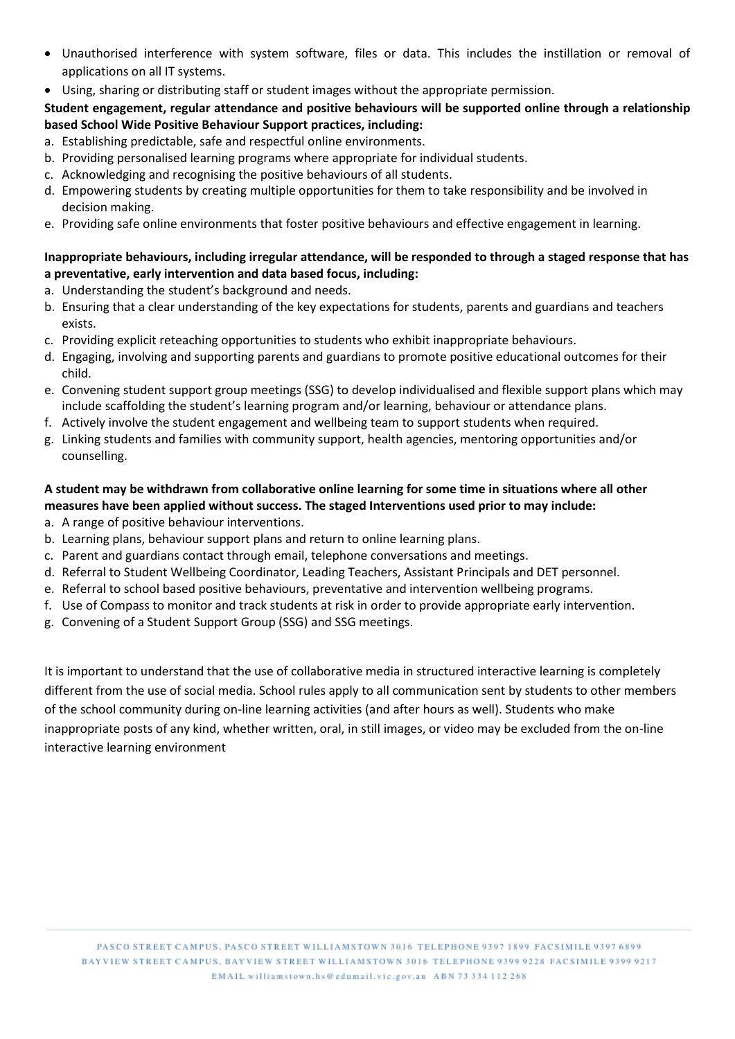- Unauthorised interference with system software, files or data. This includes the instillation or removal of applications on all IT systems.
- Using, sharing or distributing staff or student images without the appropriate permission.

**Student engagement, regular attendance and positive behaviours will be supported online through a relationship based School Wide Positive Behaviour Support practices, including:**

a. Establishing predictable, safe and respectful online environments.
b. Providing personalised learning programs where appropriate for individual students.
c. Acknowledging and recognising the positive behaviours of all students.
d. Empowering students by creating multiple opportunities for them to take responsibility and be involved in decision making.
e. Providing safe online environments that foster positive behaviours and effective engagement in learning.

**Inappropriate behaviours, including irregular attendance, will be responded to through a staged response that has a preventative, early intervention and data based focus, including:**

a. Understanding the student's background and needs.
b. Ensuring that a clear understanding of the key expectations for students, parents and guardians and teachers exists.
c. Providing explicit reteaching opportunities to students who exhibit inappropriate behaviours.
d. Engaging, involving and supporting parents and guardians to promote positive educational outcomes for their child.
e. Convening student support group meetings (SSG) to develop individualised and flexible support plans which may include scaffolding the student's learning program and/or learning, behaviour or attendance plans.
f. Actively involve the student engagement and wellbeing team to support students when required.
g. Linking students and families with community support, health agencies, mentoring opportunities and/or counselling.

**A student may be withdrawn from collaborative online learning for some time in situations where all other measures have been applied without success. The staged Interventions used prior to may include:**

a. A range of positive behaviour interventions.
b. Learning plans, behaviour support plans and return to online learning plans.
c. Parent and guardians contact through email, telephone conversations and meetings.
d. Referral to Student Wellbeing Coordinator, Leading Teachers, Assistant Principals and DET personnel.
e. Referral to school based positive behaviours, preventative and intervention wellbeing programs.
f. Use of Compass to monitor and track students at risk in order to provide appropriate early intervention.
g. Convening of a Student Support Group (SSG) and SSG meetings.

It is important to understand that the use of collaborative media in structured interactive learning is completely different from the use of social media. School rules apply to all communication sent by students to other members of the school community during on-line learning activities (and after hours as well). Students who make inappropriate posts of any kind, whether written, oral, in still images, or video may be excluded from the on-line interactive learning environment